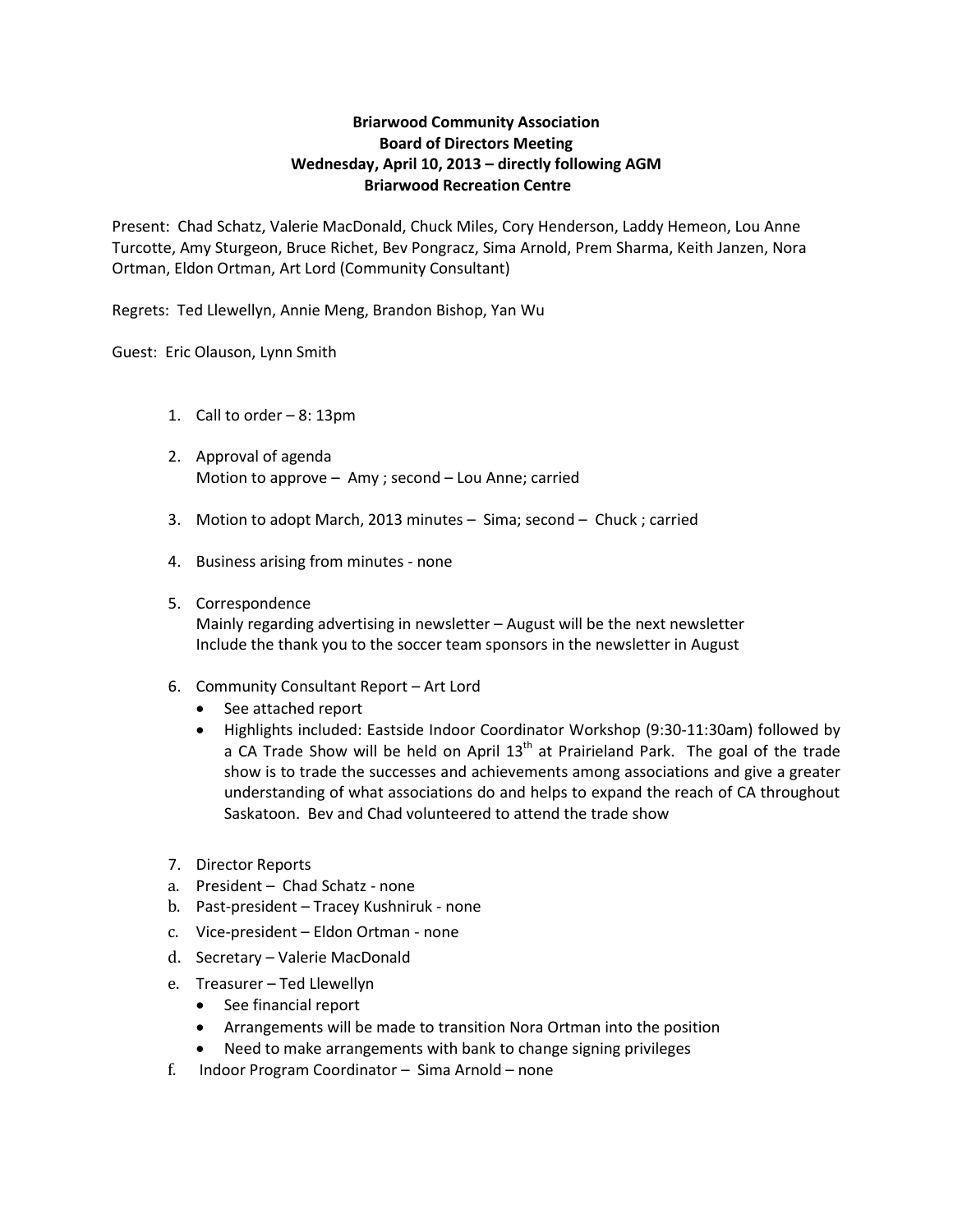**Briarwood Community Association**
**Board of Directors Meeting**
**Wednesday, April 10, 2013 – directly following AGM**
**Briarwood Recreation Centre**

Present: Chad Schatz, Valerie MacDonald, Chuck Miles, Cory Henderson, Laddy Hemeon, Lou Anne Turcotte, Amy Sturgeon, Bruce Richet, Bev Pongracz, Sima Arnold, Prem Sharma, Keith Janzen, Nora Ortman, Eldon Ortman, Art Lord (Community Consultant)

Regrets: Ted Llewellyn, Annie Meng, Brandon Bishop, Yan Wu

Guest: Eric Olauson, Lynn Smith

1. Call to order – 8: 13pm

2. Approval of agenda
   Motion to approve – Amy ; second – Lou Anne; carried

3. Motion to adopt March, 2013 minutes – Sima; second – Chuck ; carried

4. Business arising from minutes - none

5. Correspondence
   Mainly regarding advertising in newsletter – August will be the next newsletter
   Include the thank you to the soccer team sponsors in the newsletter in August

6. Community Consultant Report – Art Lord
   - See attached report
   - Highlights included: Eastside Indoor Coordinator Workshop (9:30-11:30am) followed by a CA Trade Show will be held on April 13th at Prairieland Park. The goal of the trade show is to trade the successes and achievements among associations and give a greater understanding of what associations do and helps to expand the reach of CA throughout Saskatoon. Bev and Chad volunteered to attend the trade show

7. Director Reports

a. President – Chad Schatz - none
b. Past-president – Tracey Kushniruk - none
c. Vice-president – Eldon Ortman - none
d. Secretary – Valerie MacDonald
e. Treasurer – Ted Llewellyn
   - See financial report
   - Arrangements will be made to transition Nora Ortman into the position
   - Need to make arrangements with bank to change signing privileges
f. Indoor Program Coordinator – Sima Arnold – none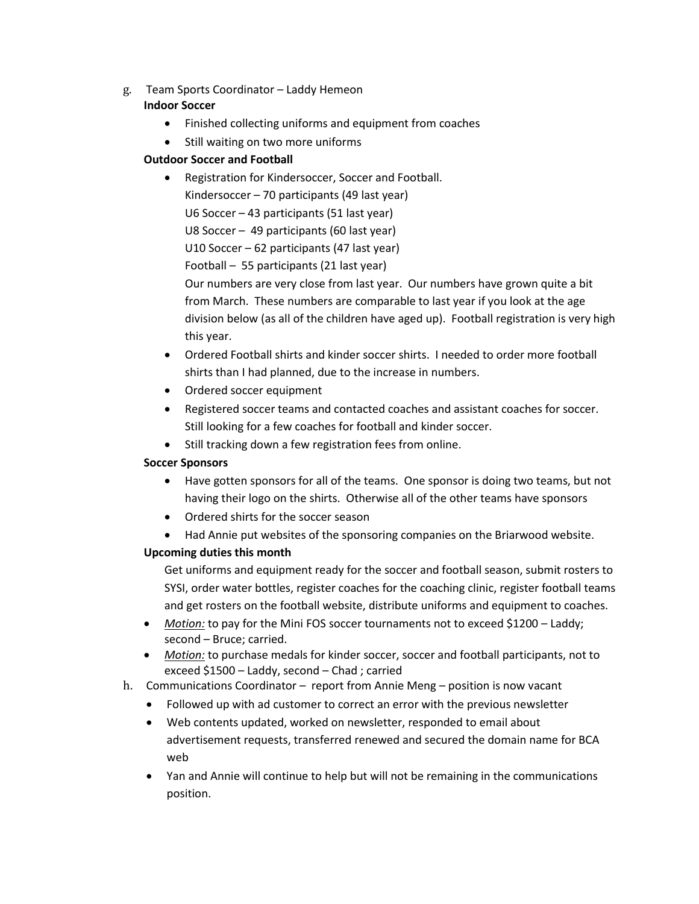g. Team Sports Coordinator – Laddy Hemeon

**Indoor Soccer**

- Finished collecting uniforms and equipment from coaches
- Still waiting on two more uniforms

**Outdoor Soccer and Football**

- Registration for Kindersoccer, Soccer and Football.
  Kindersoccer – 70 participants (49 last year)
  U6 Soccer – 43 participants (51 last year)
  U8 Soccer – 49 participants (60 last year)
  U10 Soccer – 62 participants (47 last year)
  Football – 55 participants (21 last year)
  Our numbers are very close from last year. Our numbers have grown quite a bit from March. These numbers are comparable to last year if you look at the age division below (as all of the children have aged up). Football registration is very high this year.
- Ordered Football shirts and kinder soccer shirts. I needed to order more football shirts than I had planned, due to the increase in numbers.
- Ordered soccer equipment
- Registered soccer teams and contacted coaches and assistant coaches for soccer. Still looking for a few coaches for football and kinder soccer.
- Still tracking down a few registration fees from online.

**Soccer Sponsors**

- Have gotten sponsors for all of the teams. One sponsor is doing two teams, but not having their logo on the shirts. Otherwise all of the other teams have sponsors
- Ordered shirts for the soccer season
- Had Annie put websites of the sponsoring companies on the Briarwood website.

**Upcoming duties this month**

Get uniforms and equipment ready for the soccer and football season, submit rosters to SYSI, order water bottles, register coaches for the coaching clinic, register football teams and get rosters on the football website, distribute uniforms and equipment to coaches.

- *Motion:* to pay for the Mini FOS soccer tournaments not to exceed $1200 – Laddy; second – Bruce; carried.
- *Motion:* to purchase medals for kinder soccer, soccer and football participants, not to exceed $1500 – Laddy, second – Chad ; carried

h. Communications Coordinator – report from Annie Meng – position is now vacant

- Followed up with ad customer to correct an error with the previous newsletter
- Web contents updated, worked on newsletter, responded to email about advertisement requests, transferred renewed and secured the domain name for BCA web
- Yan and Annie will continue to help but will not be remaining in the communications position.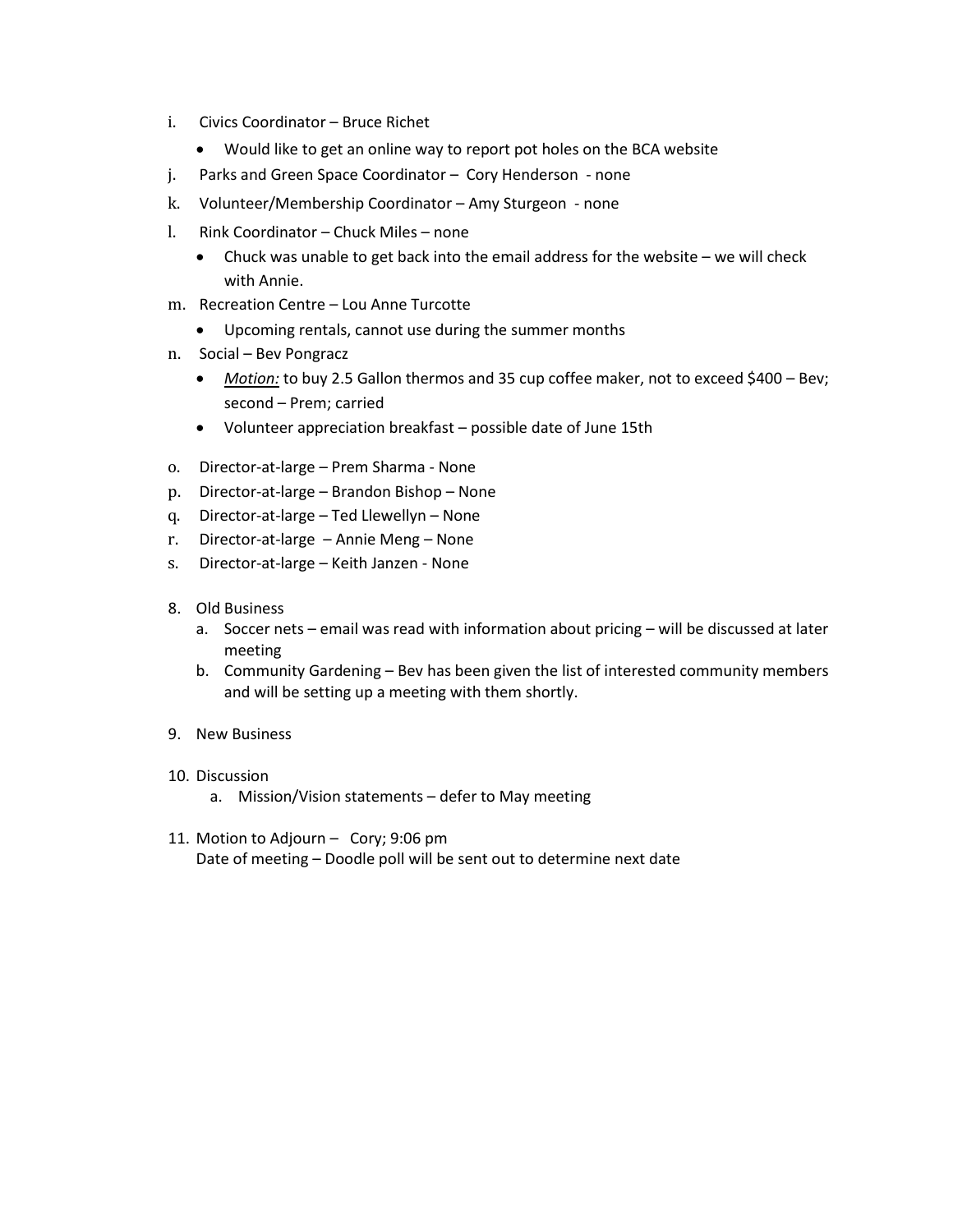i. Civics Coordinator – Bruce Richet
   - Would like to get an online way to report pot holes on the BCA website

j. Parks and Green Space Coordinator – Cory Henderson - none

k. Volunteer/Membership Coordinator – Amy Sturgeon - none

l. Rink Coordinator – Chuck Miles – none
   - Chuck was unable to get back into the email address for the website – we will check with Annie.

m. Recreation Centre – Lou Anne Turcotte
   - Upcoming rentals, cannot use during the summer months

n. Social – Bev Pongracz
   - *Motion:* to buy 2.5 Gallon thermos and 35 cup coffee maker, not to exceed $400 – Bev; second – Prem; carried
   - Volunteer appreciation breakfast – possible date of June 15th

o. Director-at-large – Prem Sharma - None

p. Director-at-large – Brandon Bishop – None

q. Director-at-large – Ted Llewellyn – None

r. Director-at-large – Annie Meng – None

s. Director-at-large – Keith Janzen - None

8. Old Business
   a. Soccer nets – email was read with information about pricing – will be discussed at later meeting
   b. Community Gardening – Bev has been given the list of interested community members and will be setting up a meeting with them shortly.

9. New Business

10. Discussion
    a. Mission/Vision statements – defer to May meeting

11. Motion to Adjourn – Cory; 9:06 pm
    Date of meeting – Doodle poll will be sent out to determine next date